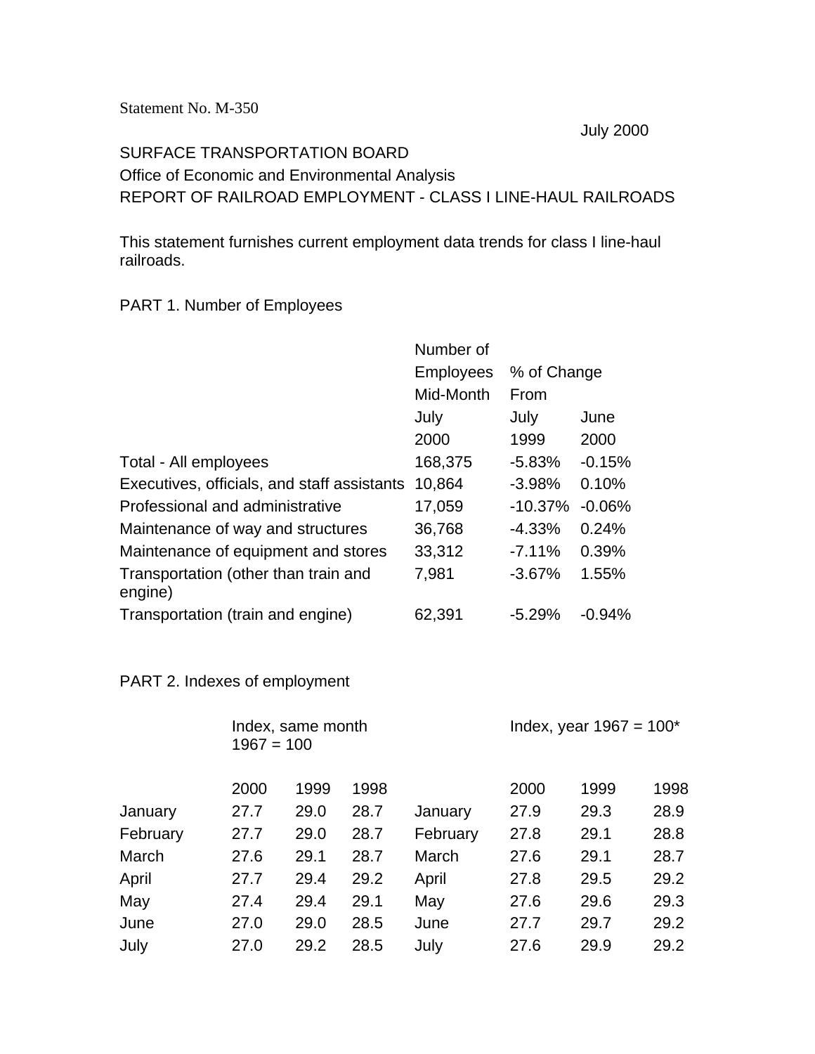Statement No. M-350

July 2000

SURFACE TRANSPORTATION BOARD

Office of Economic and Environmental Analysis

REPORT OF RAILROAD EMPLOYMENT - CLASS I LINE-HAUL RAILROADS

This statement furnishes current employment data trends for class I line-haul railroads.

PART 1. Number of Employees

| | Number of Employees Mid-Month July 2000 | % of Change From July 1999 | June 2000 |
|---|---|---|---|
| Total - All employees | 168,375 | -5.83% | -0.15% |
| Executives, officials, and staff assistants | 10,864 | -3.98% | 0.10% |
| Professional and administrative | 17,059 | -10.37% | -0.06% |
| Maintenance of way and structures | 36,768 | -4.33% | 0.24% |
| Maintenance of equipment and stores | 33,312 | -7.11% | 0.39% |
| Transportation (other than train and engine) | 7,981 | -3.67% | 1.55% |
| Transportation (train and engine) | 62,391 | -5.29% | -0.94% |

PART 2. Indexes of employment

| | Index, same month 1967 = 100 | | | | Index, year 1967 = 100* | | |
|---|---|---|---|---|---|---|---|
| | 2000 | 1999 | 1998 | | 2000 | 1999 | 1998 |
| January | 27.7 | 29.0 | 28.7 | January | 27.9 | 29.3 | 28.9 |
| February | 27.7 | 29.0 | 28.7 | February | 27.8 | 29.1 | 28.8 |
| March | 27.6 | 29.1 | 28.7 | March | 27.6 | 29.1 | 28.7 |
| April | 27.7 | 29.4 | 29.2 | April | 27.8 | 29.5 | 29.2 |
| May | 27.4 | 29.4 | 29.1 | May | 27.6 | 29.6 | 29.3 |
| June | 27.0 | 29.0 | 28.5 | June | 27.7 | 29.7 | 29.2 |
| July | 27.0 | 29.2 | 28.5 | July | 27.6 | 29.9 | 29.2 |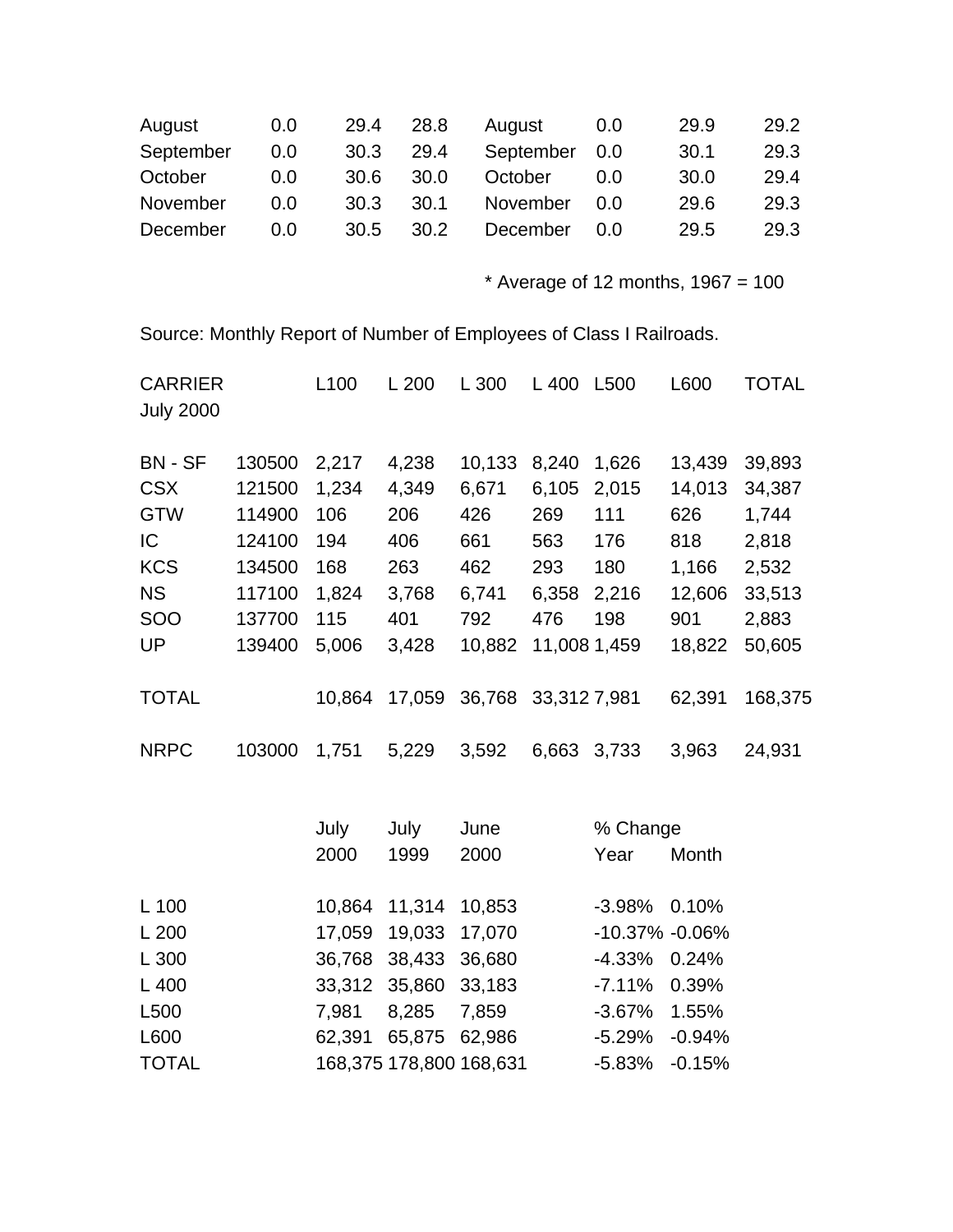| | | | | | | | |
|---|---|---|---|---|---|---|---|
| August | 0.0 | 29.4 | 28.8 | August | 0.0 | 29.9 | 29.2 |
| September | 0.0 | 30.3 | 29.4 | September | 0.0 | 30.1 | 29.3 |
| October | 0.0 | 30.6 | 30.0 | October | 0.0 | 30.0 | 29.4 |
| November | 0.0 | 30.3 | 30.1 | November | 0.0 | 29.6 | 29.3 |
| December | 0.0 | 30.5 | 30.2 | December | 0.0 | 29.5 | 29.3 |

* Average of 12 months, 1967 = 100

Source: Monthly Report of Number of Employees of Class I Railroads.

| CARRIER July 2000 | | L100 | L 200 | L 300 | L 400 | L500 | L600 | TOTAL |
|---|---|---|---|---|---|---|---|---|
| BN - SF | 130500 | 2,217 | 4,238 | 10,133 | 8,240 | 1,626 | 13,439 | 39,893 |
| CSX | 121500 | 1,234 | 4,349 | 6,671 | 6,105 | 2,015 | 14,013 | 34,387 |
| GTW | 114900 | 106 | 206 | 426 | 269 | 111 | 626 | 1,744 |
| IC | 124100 | 194 | 406 | 661 | 563 | 176 | 818 | 2,818 |
| KCS | 134500 | 168 | 263 | 462 | 293 | 180 | 1,166 | 2,532 |
| NS | 117100 | 1,824 | 3,768 | 6,741 | 6,358 | 2,216 | 12,606 | 33,513 |
| SOO | 137700 | 115 | 401 | 792 | 476 | 198 | 901 | 2,883 |
| UP | 139400 | 5,006 | 3,428 | 10,882 | 11,008 | 1,459 | 18,822 | 50,605 |
| TOTAL | | 10,864 | 17,059 | 36,768 | 33,312 | 7,981 | 62,391 | 168,375 |
| NRPC | 103000 | 1,751 | 5,229 | 3,592 | 6,663 | 3,733 | 3,963 | 24,931 |

| | July 2000 | July 1999 | June 2000 | % Change Year | Month |
|---|---|---|---|---|---|
| L 100 | 10,864 | 11,314 | 10,853 | -3.98% | 0.10% |
| L 200 | 17,059 | 19,033 | 17,070 | -10.37% | -0.06% |
| L 300 | 36,768 | 38,433 | 36,680 | -4.33% | 0.24% |
| L 400 | 33,312 | 35,860 | 33,183 | -7.11% | 0.39% |
| L500 | 7,981 | 8,285 | 7,859 | -3.67% | 1.55% |
| L600 | 62,391 | 65,875 | 62,986 | -5.29% | -0.94% |
| TOTAL | 168,375 | 178,800 | 168,631 | -5.83% | -0.15% |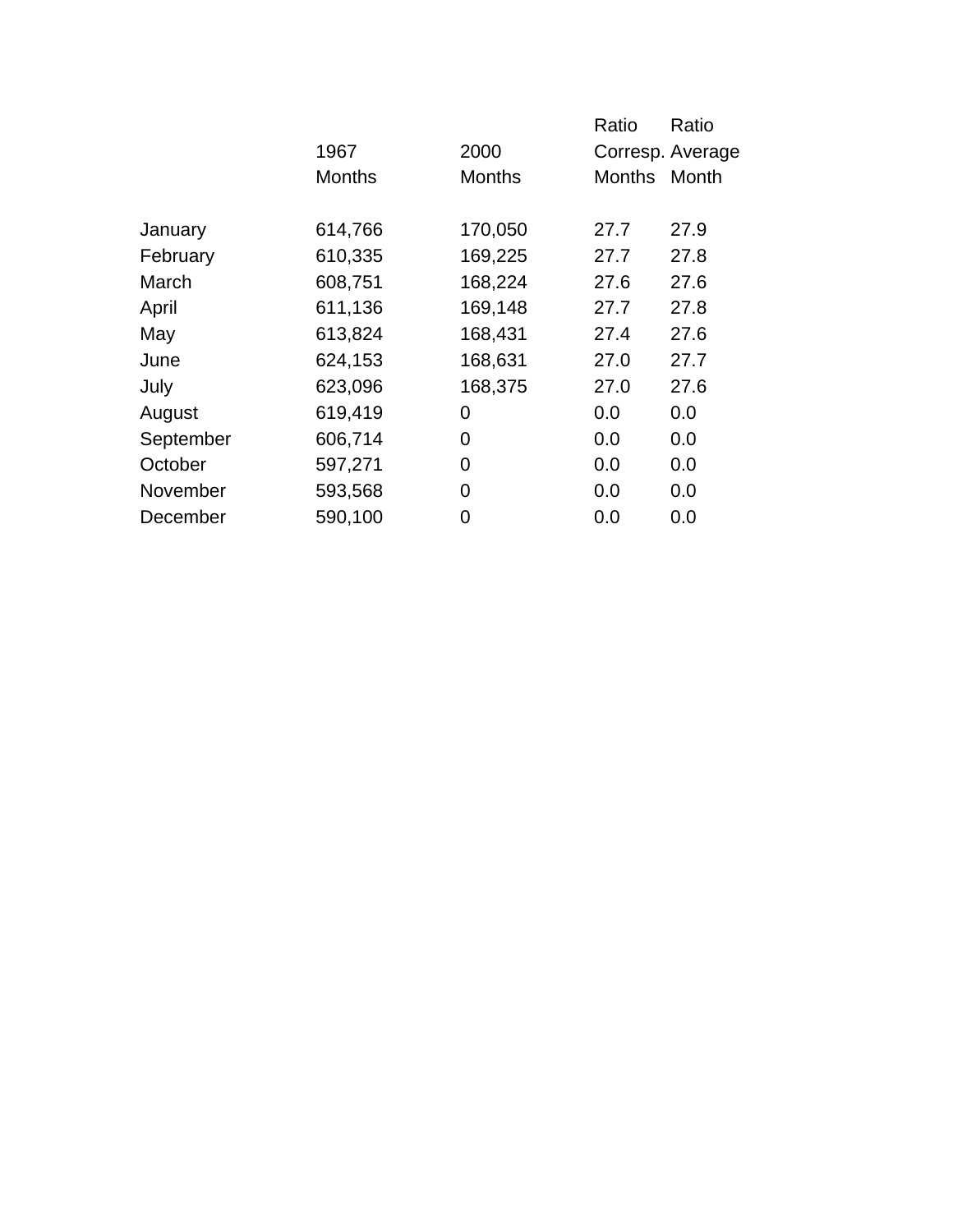| | 1967 Months | 2000 Months | Ratio Corresp. Months | Ratio Average Month |
|---|---|---|---|---|
| January | 614,766 | 170,050 | 27.7 | 27.9 |
| February | 610,335 | 169,225 | 27.7 | 27.8 |
| March | 608,751 | 168,224 | 27.6 | 27.6 |
| April | 611,136 | 169,148 | 27.7 | 27.8 |
| May | 613,824 | 168,431 | 27.4 | 27.6 |
| June | 624,153 | 168,631 | 27.0 | 27.7 |
| July | 623,096 | 168,375 | 27.0 | 27.6 |
| August | 619,419 | 0 | 0.0 | 0.0 |
| September | 606,714 | 0 | 0.0 | 0.0 |
| October | 597,271 | 0 | 0.0 | 0.0 |
| November | 593,568 | 0 | 0.0 | 0.0 |
| December | 590,100 | 0 | 0.0 | 0.0 |